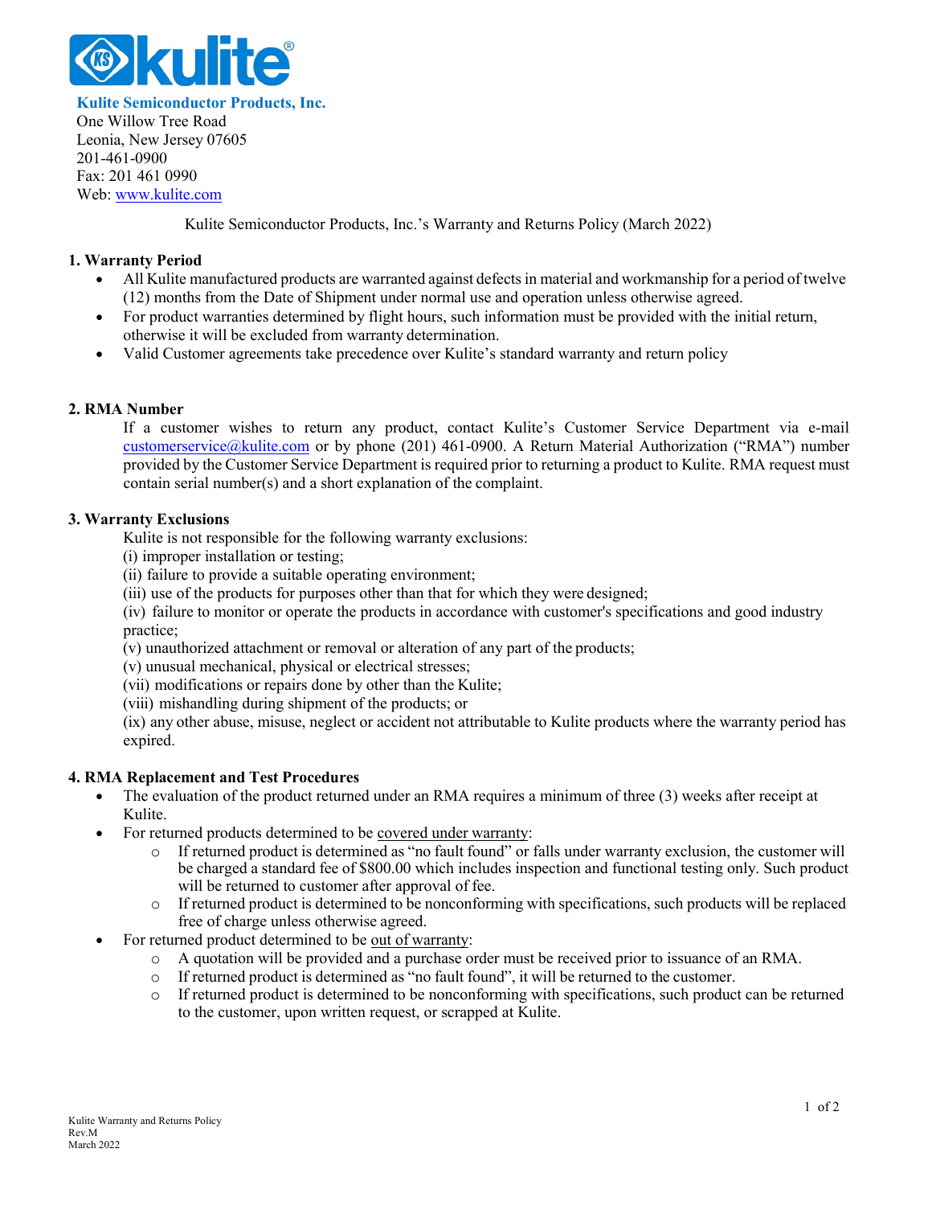**Kulite Semiconductor Products, Inc.**
One Willow Tree Road
Leonia, New Jersey 07605
201-461-0900
Fax: 201 461 0990
Web: www.kulite.com

Kulite Semiconductor Products, Inc.'s Warranty and Returns Policy (March 2022)

## 1. Warranty Period

- All Kulite manufactured products are warranted against defects in material and workmanship for a period of twelve (12) months from the Date of Shipment under normal use and operation unless otherwise agreed.
- For product warranties determined by flight hours, such information must be provided with the initial return, otherwise it will be excluded from warranty determination.
- Valid Customer agreements take precedence over Kulite's standard warranty and return policy

## 2. RMA Number

If a customer wishes to return any product, contact Kulite's Customer Service Department via e-mail customerservice@kulite.com or by phone (201) 461-0900. A Return Material Authorization ("RMA") number provided by the Customer Service Department is required prior to returning a product to Kulite. RMA request must contain serial number(s) and a short explanation of the complaint.

## 3. Warranty Exclusions

Kulite is not responsible for the following warranty exclusions:
(i) improper installation or testing;
(ii) failure to provide a suitable operating environment;
(iii) use of the products for purposes other than that for which they were designed;
(iv) failure to monitor or operate the products in accordance with customer's specifications and good industry practice;
(v) unauthorized attachment or removal or alteration of any part of the products;
(v) unusual mechanical, physical or electrical stresses;
(vii) modifications or repairs done by other than the Kulite;
(viii) mishandling during shipment of the products; or
(ix) any other abuse, misuse, neglect or accident not attributable to Kulite products where the warranty period has expired.

## 4. RMA Replacement and Test Procedures

- The evaluation of the product returned under an RMA requires a minimum of three (3) weeks after receipt at Kulite.
- For returned products determined to be covered under warranty:
  - If returned product is determined as "no fault found" or falls under warranty exclusion, the customer will be charged a standard fee of $800.00 which includes inspection and functional testing only. Such product will be returned to customer after approval of fee.
  - If returned product is determined to be nonconforming with specifications, such products will be replaced free of charge unless otherwise agreed.
- For returned product determined to be out of warranty:
  - A quotation will be provided and a purchase order must be received prior to issuance of an RMA.
  - If returned product is determined as "no fault found", it will be returned to the customer.
  - If returned product is determined to be nonconforming with specifications, such product can be returned to the customer, upon written request, or scrapped at Kulite.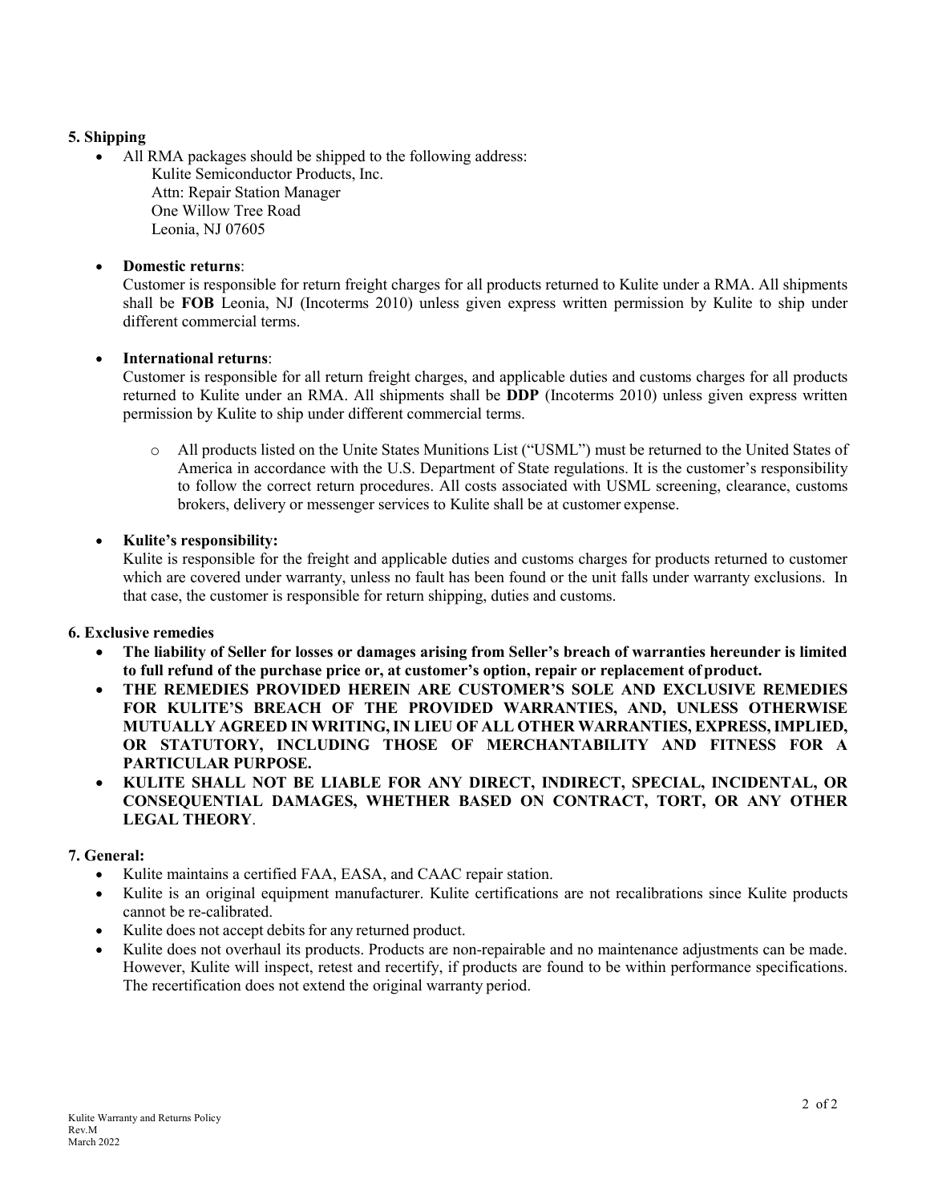## 5. Shipping

- All RMA packages should be shipped to the following address:
  Kulite Semiconductor Products, Inc.
  Attn: Repair Station Manager
  One Willow Tree Road
  Leonia, NJ 07605

- **Domestic returns**:
  Customer is responsible for return freight charges for all products returned to Kulite under a RMA. All shipments shall be **FOB** Leonia, NJ (Incoterms 2010) unless given express written permission by Kulite to ship under different commercial terms.

- **International returns**:
  Customer is responsible for all return freight charges, and applicable duties and customs charges for all products returned to Kulite under an RMA. All shipments shall be **DDP** (Incoterms 2010) unless given express written permission by Kulite to ship under different commercial terms.

  - All products listed on the Unite States Munitions List ("USML") must be returned to the United States of America in accordance with the U.S. Department of State regulations. It is the customer's responsibility to follow the correct return procedures. All costs associated with USML screening, clearance, customs brokers, delivery or messenger services to Kulite shall be at customer expense.

- **Kulite's responsibility:**
  Kulite is responsible for the freight and applicable duties and customs charges for products returned to customer which are covered under warranty, unless no fault has been found or the unit falls under warranty exclusions. In that case, the customer is responsible for return shipping, duties and customs.

## 6. Exclusive remedies

- **The liability of Seller for losses or damages arising from Seller's breach of warranties hereunder is limited to full refund of the purchase price or, at customer's option, repair or replacement of product.**
- **THE REMEDIES PROVIDED HEREIN ARE CUSTOMER'S SOLE AND EXCLUSIVE REMEDIES FOR KULITE'S BREACH OF THE PROVIDED WARRANTIES, AND, UNLESS OTHERWISE MUTUALLY AGREED IN WRITING, IN LIEU OF ALL OTHER WARRANTIES, EXPRESS, IMPLIED, OR STATUTORY, INCLUDING THOSE OF MERCHANTABILITY AND FITNESS FOR A PARTICULAR PURPOSE.**
- **KULITE SHALL NOT BE LIABLE FOR ANY DIRECT, INDIRECT, SPECIAL, INCIDENTAL, OR CONSEQUENTIAL DAMAGES, WHETHER BASED ON CONTRACT, TORT, OR ANY OTHER LEGAL THEORY**.

## 7. General:

- Kulite maintains a certified FAA, EASA, and CAAC repair station.
- Kulite is an original equipment manufacturer. Kulite certifications are not recalibrations since Kulite products cannot be re-calibrated.
- Kulite does not accept debits for any returned product.
- Kulite does not overhaul its products. Products are non-repairable and no maintenance adjustments can be made. However, Kulite will inspect, retest and recertify, if products are found to be within performance specifications. The recertification does not extend the original warranty period.